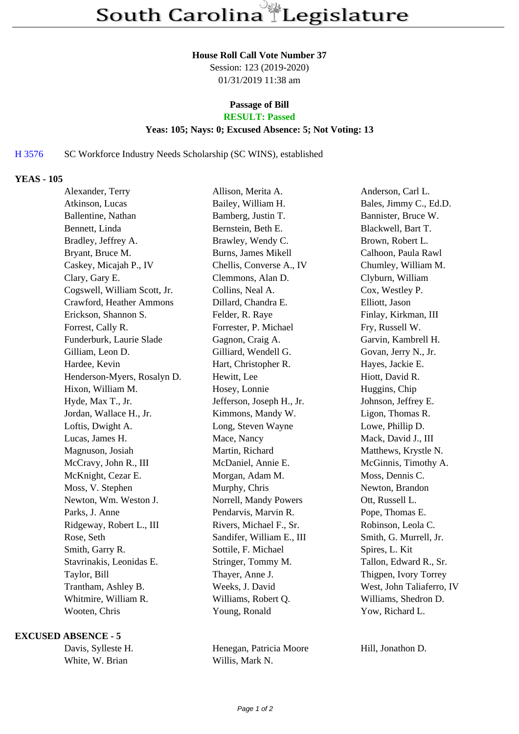# South Carolina Legislature

**House Roll Call Vote Number 37**
Session: 123 (2019-2020)
01/31/2019 11:38 am

**Passage of Bill**
**RESULT: Passed**
**Yeas: 105; Nays: 0; Excused Absence: 5; Not Voting: 13**

H 3576 SC Workforce Industry Needs Scholarship (SC WINS), established

### YEAS - 105

| | | |
|---|---|---|
| Alexander, Terry | Allison, Merita A. | Anderson, Carl L. |
| Atkinson, Lucas | Bailey, William H. | Bales, Jimmy C., Ed.D. |
| Ballentine, Nathan | Bamberg, Justin T. | Bannister, Bruce W. |
| Bennett, Linda | Bernstein, Beth E. | Blackwell, Bart T. |
| Bradley, Jeffrey A. | Brawley, Wendy C. | Brown, Robert L. |
| Bryant, Bruce M. | Burns, James Mikell | Calhoon, Paula Rawl |
| Caskey, Micajah P., IV | Chellis, Converse A., IV | Chumley, William M. |
| Clary, Gary E. | Clemmons, Alan D. | Clyburn, William |
| Cogswell, William Scott, Jr. | Collins, Neal A. | Cox, Westley P. |
| Crawford, Heather Ammons | Dillard, Chandra E. | Elliott, Jason |
| Erickson, Shannon S. | Felder, R. Raye | Finlay, Kirkman, III |
| Forrest, Cally R. | Forrester, P. Michael | Fry, Russell W. |
| Funderburk, Laurie Slade | Gagnon, Craig A. | Garvin, Kambrell H. |
| Gilliam, Leon D. | Gilliard, Wendell G. | Govan, Jerry N., Jr. |
| Hardee, Kevin | Hart, Christopher R. | Hayes, Jackie E. |
| Henderson-Myers, Rosalyn D. | Hewitt, Lee | Hiott, David R. |
| Hixon, William M. | Hosey, Lonnie | Huggins, Chip |
| Hyde, Max T., Jr. | Jefferson, Joseph H., Jr. | Johnson, Jeffrey E. |
| Jordan, Wallace H., Jr. | Kimmons, Mandy W. | Ligon, Thomas R. |
| Loftis, Dwight A. | Long, Steven Wayne | Lowe, Phillip D. |
| Lucas, James H. | Mace, Nancy | Mack, David J., III |
| Magnuson, Josiah | Martin, Richard | Matthews, Krystle N. |
| McCravy, John R., III | McDaniel, Annie E. | McGinnis, Timothy A. |
| McKnight, Cezar E. | Morgan, Adam M. | Moss, Dennis C. |
| Moss, V. Stephen | Murphy, Chris | Newton, Brandon |
| Newton, Wm. Weston J. | Norrell, Mandy Powers | Ott, Russell L. |
| Parks, J. Anne | Pendarvis, Marvin R. | Pope, Thomas E. |
| Ridgeway, Robert L., III | Rivers, Michael F., Sr. | Robinson, Leola C. |
| Rose, Seth | Sandifer, William E., III | Smith, G. Murrell, Jr. |
| Smith, Garry R. | Sottile, F. Michael | Spires, L. Kit |
| Stavrinakis, Leonidas E. | Stringer, Tommy M. | Tallon, Edward R., Sr. |
| Taylor, Bill | Thayer, Anne J. | Thigpen, Ivory Torrey |
| Trantham, Ashley B. | Weeks, J. David | West, John Taliaferro, IV |
| Whitmire, William R. | Williams, Robert Q. | Williams, Shedron D. |
| Wooten, Chris | Young, Ronald | Yow, Richard L. |

### EXCUSED ABSENCE - 5

| | | |
|---|---|---|
| Davis, Sylleste H. | Henegan, Patricia Moore | Hill, Jonathon D. |
| White, W. Brian | Willis, Mark N. | |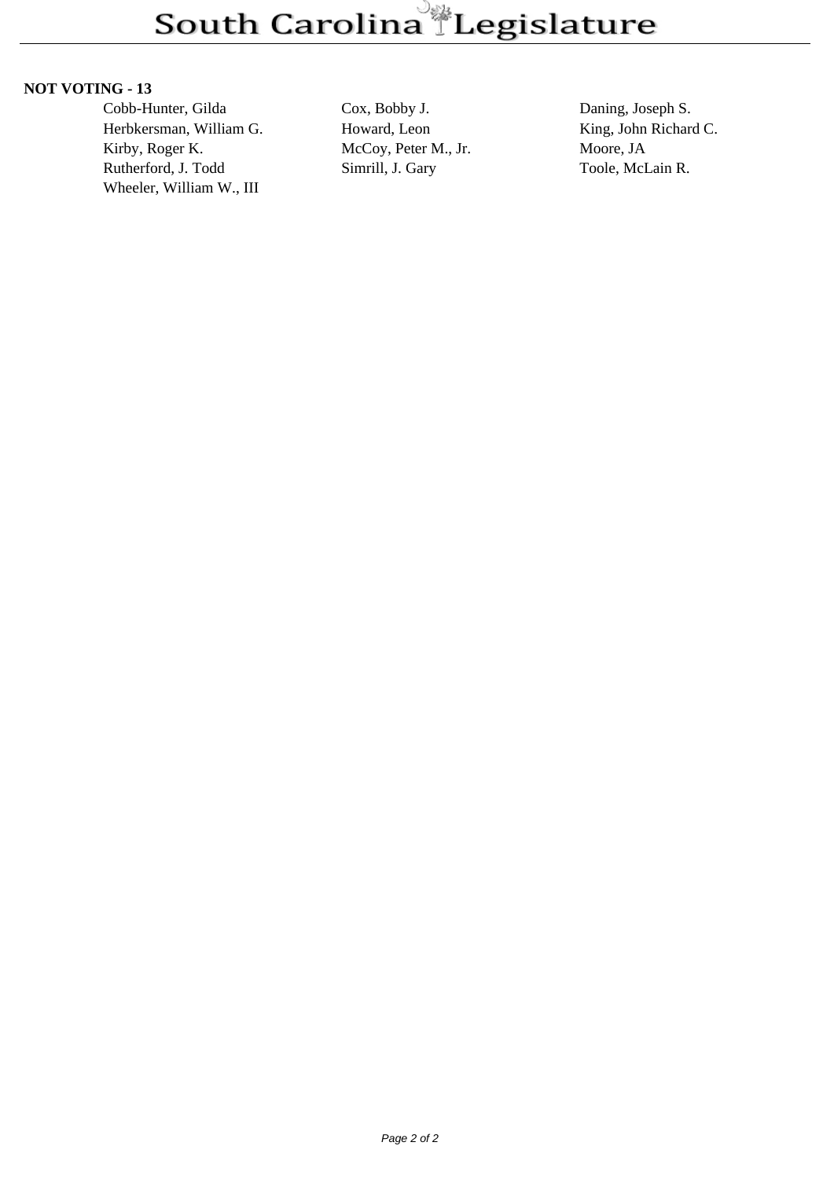**NOT VOTING - 13**

| | | |
|---|---|---|
| Cobb-Hunter, Gilda | Cox, Bobby J. | Daning, Joseph S. |
| Herbkersman, William G. | Howard, Leon | King, John Richard C. |
| Kirby, Roger K. | McCoy, Peter M., Jr. | Moore, JA |
| Rutherford, J. Todd | Simrill, J. Gary | Toole, McLain R. |
| Wheeler, William W., III | | |